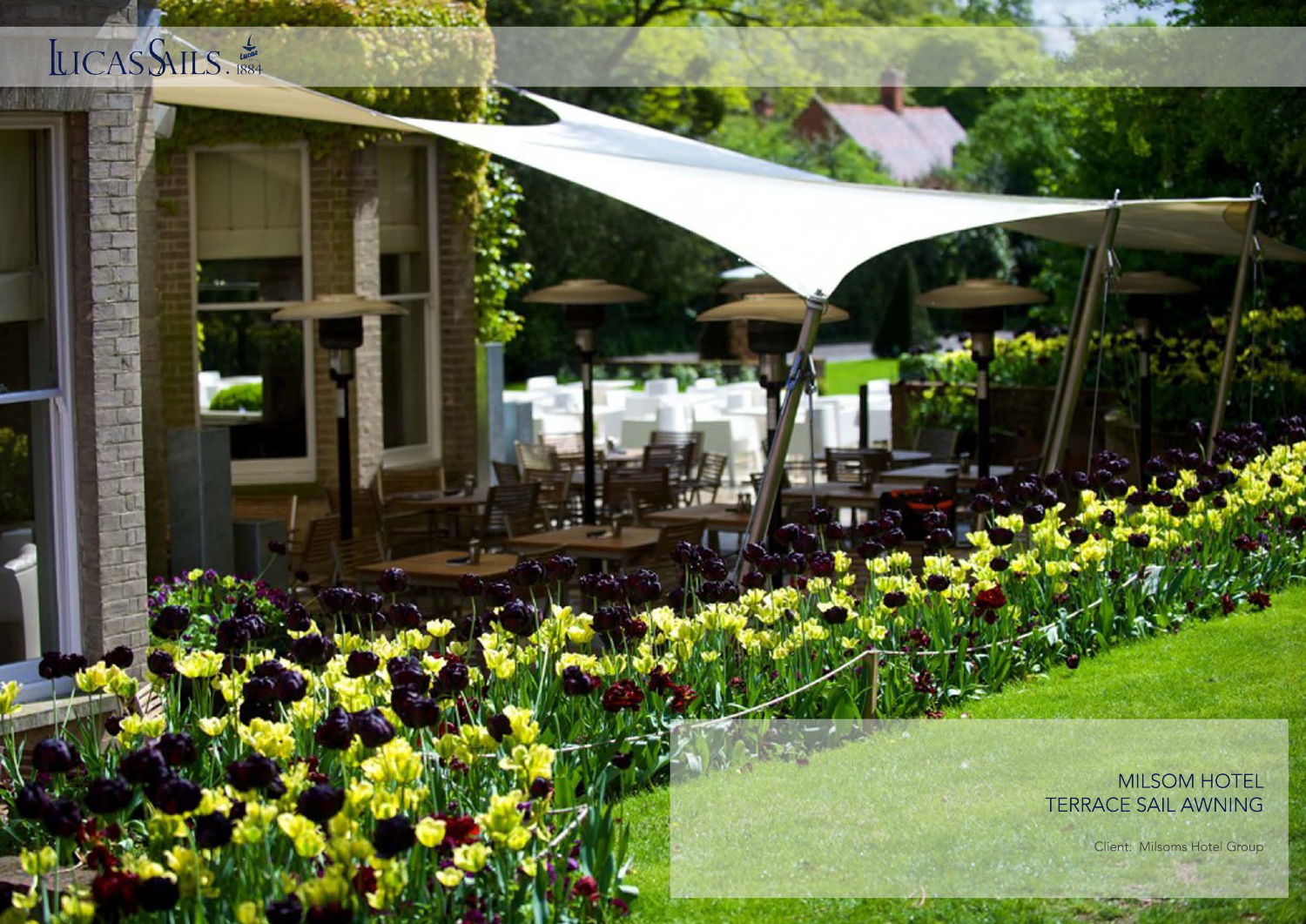LUCAS SAILS 1884

# MILSOM HOTEL TERRACE SAIL AWNING

Client: Milsoms Hotel Group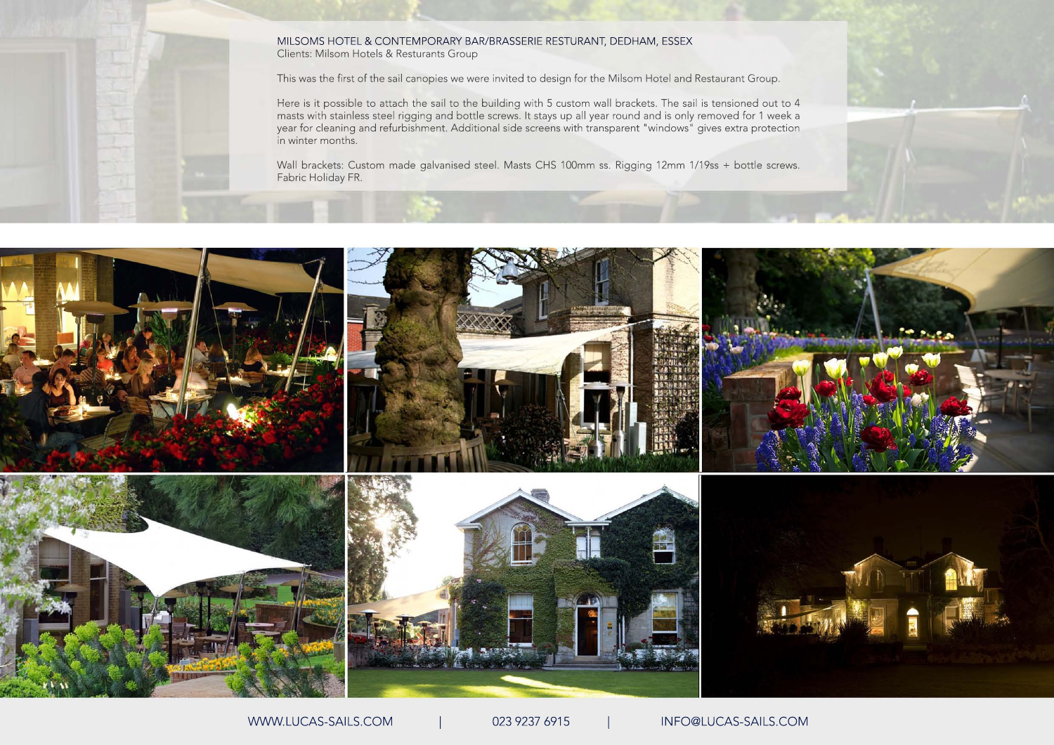MILSOMS HOTEL & CONTEMPORARY BAR/BRASSERIE RESTURANT, DEDHAM, ESSEX
Clients: Milsom Hotels & Resturants Group

This was the first of the sail canopies we were invited to design for the Milsom Hotel and Restaurant Group.

Here is it possible to attach the sail to the building with 5 custom wall brackets. The sail is tensioned out to 4 masts with stainless steel rigging and bottle screws. It stays up all year round and is only removed for 1 week a year for cleaning and refurbishment. Additional side screens with transparent "windows" gives extra protection in winter months.

Wall brackets: Custom made galvanised steel. Masts CHS 100mm ss. Rigging 12mm 1/19ss + bottle screws. Fabric Holiday FR.

WWW.LUCAS-SAILS.COM | 023 9237 6915 | INFO@LUCAS-SAILS.COM